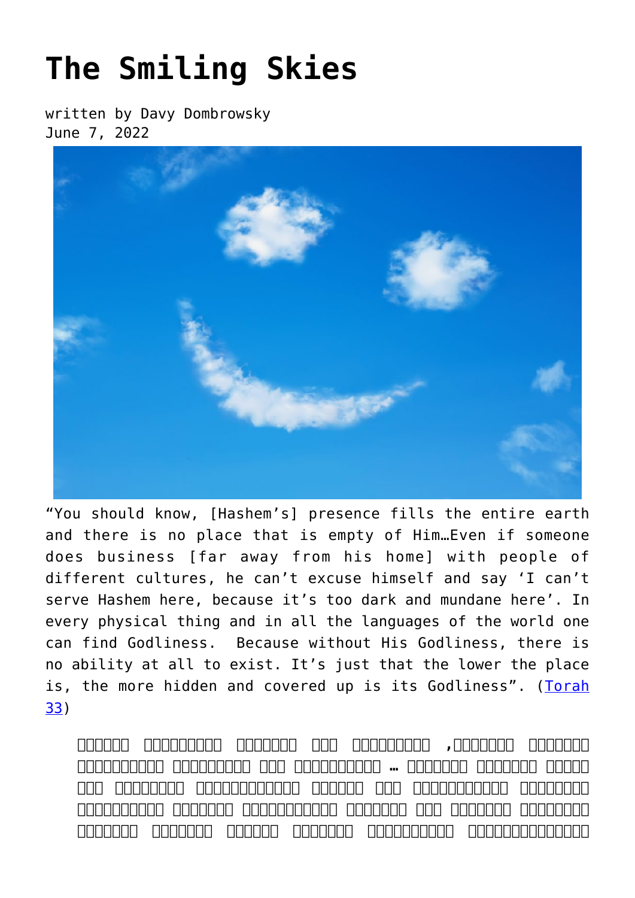# The Smiling Skies

written by Davy Dombrowsky
June 7, 2022

"You should know, [Hashem's] presence fills the entire earth and there is no place that is empty of Him…Even if someone does business [far away from his home] with people of different cultures, he can't excuse himself and say 'I can't serve Hashem here, because it's too dark and mundane here'. In every physical thing and in all the languages of the world one can find Godliness. Because without His Godliness, there is no ability at all to exist. It's just that the lower the place is, the more hidden and covered up is its Godliness". (Torah 33)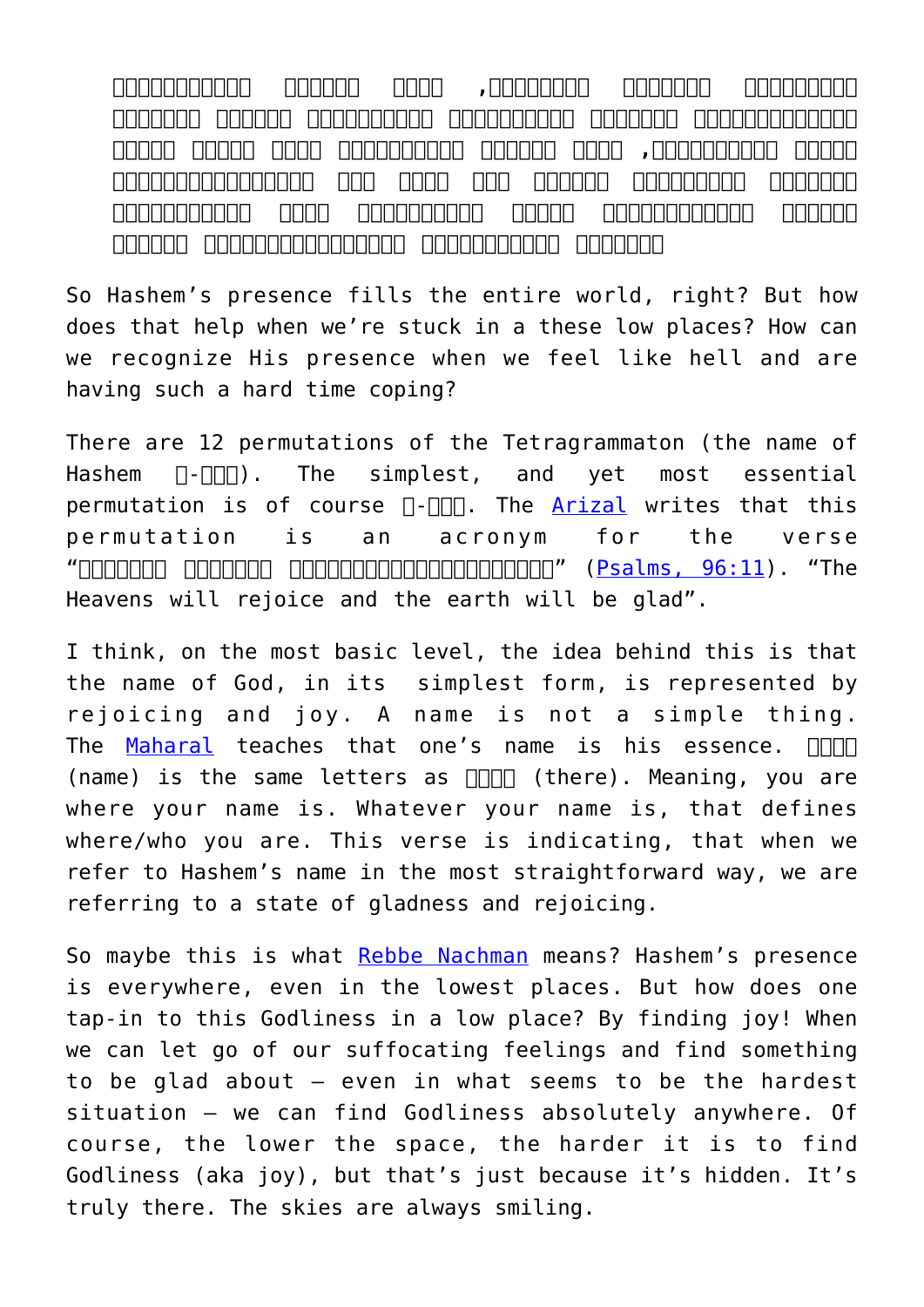□□□□□□□□□□□ □□□□□□ □□□□ ,□□□□□□□□ □□□□□□□ □□□□□□□□□ □□□□□□□ □□□□□□ □□□□□□□□□□ □□□□□□□□□□ □□□□□□□ □□□□□□□□□□□□ □□□□□ □□□□□ □□□□ □□□□□□□□□□ □□□□□□ □□□□ ,□□□□□□□□□□ □□□□□ □□□□□□□□□□□□□□□ □□□ □□□□ □□□ □□□□□□ □□□□□□□□ □□□□□□□ □□□□□□□□□□ □□□□ □□□□□□□□□□ □□□□□ □□□□□□□□□□□□ □□□□□□ □□□□□□ □□□□□□□□□□□□□□□ □□□□□□□□□□ □□□□□□□

So Hashem's presence fills the entire world, right? But how does that help when we're stuck in a these low places? How can we recognize His presence when we feel like hell and are having such a hard time coping?

There are 12 permutations of the Tetragrammaton (the name of Hashem □-□□□). The simplest, and yet most essential permutation is of course □-□□□. The Arizal writes that this permutation is an acronym for the verse "□□□□□□□ □□□□□□□ □□□□□□□□□□□□□□□□□□□□□□" (Psalms, 96:11). "The Heavens will rejoice and the earth will be glad".

I think, on the most basic level, the idea behind this is that the name of God, in its simplest form, is represented by rejoicing and joy. A name is not a simple thing. The Maharal teaches that one's name is his essence. □□□□ (name) is the same letters as □□□□ (there). Meaning, you are where your name is. Whatever your name is, that defines where/who you are. This verse is indicating, that when we refer to Hashem's name in the most straightforward way, we are referring to a state of gladness and rejoicing.

So maybe this is what Rebbe Nachman means? Hashem's presence is everywhere, even in the lowest places. But how does one tap-in to this Godliness in a low place? By finding joy! When we can let go of our suffocating feelings and find something to be glad about – even in what seems to be the hardest situation – we can find Godliness absolutely anywhere. Of course, the lower the space, the harder it is to find Godliness (aka joy), but that's just because it's hidden. It's truly there. The skies are always smiling.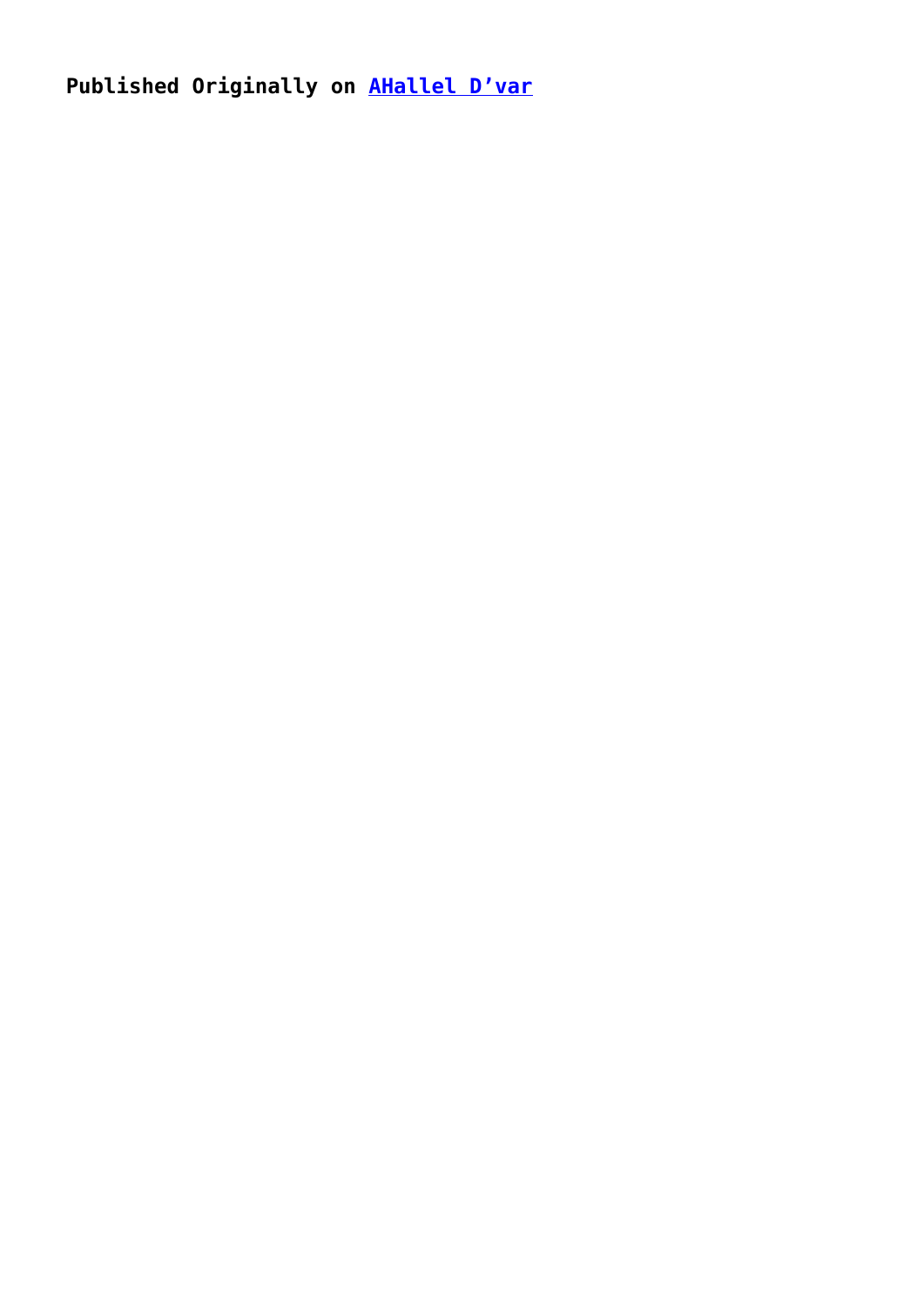**Published Originally on [AHallel D'var]**